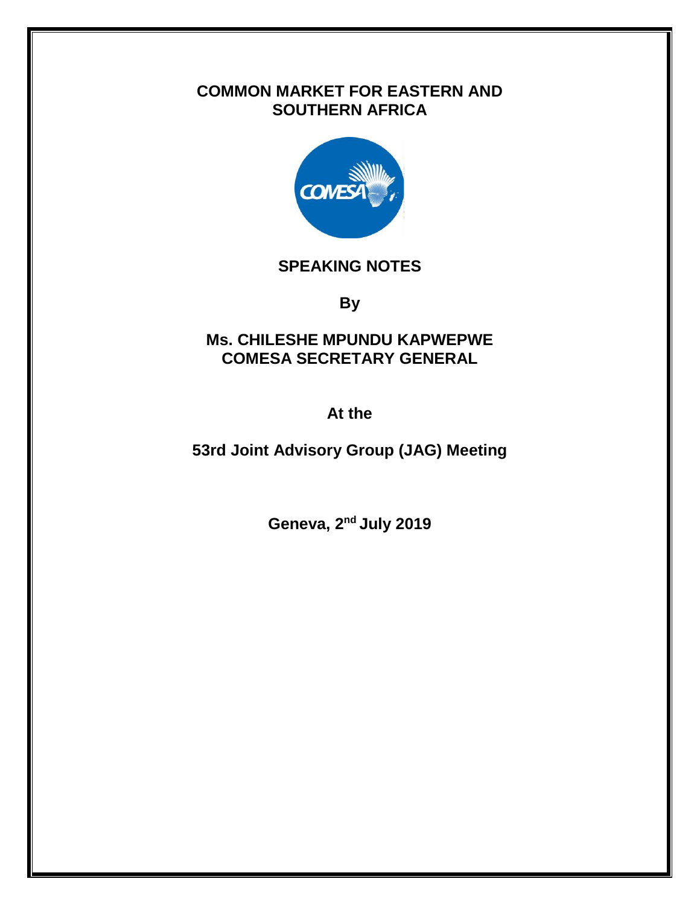# COMMON MARKET FOR EASTERN AND SOUTHERN AFRICA

## SPEAKING NOTES

**By**

**Ms. CHILESHE MPUNDU KAPWEPWE**
**COMESA SECRETARY GENERAL**

**At the**

**53rd Joint Advisory Group (JAG) Meeting**

**Geneva, 2nd July 2019**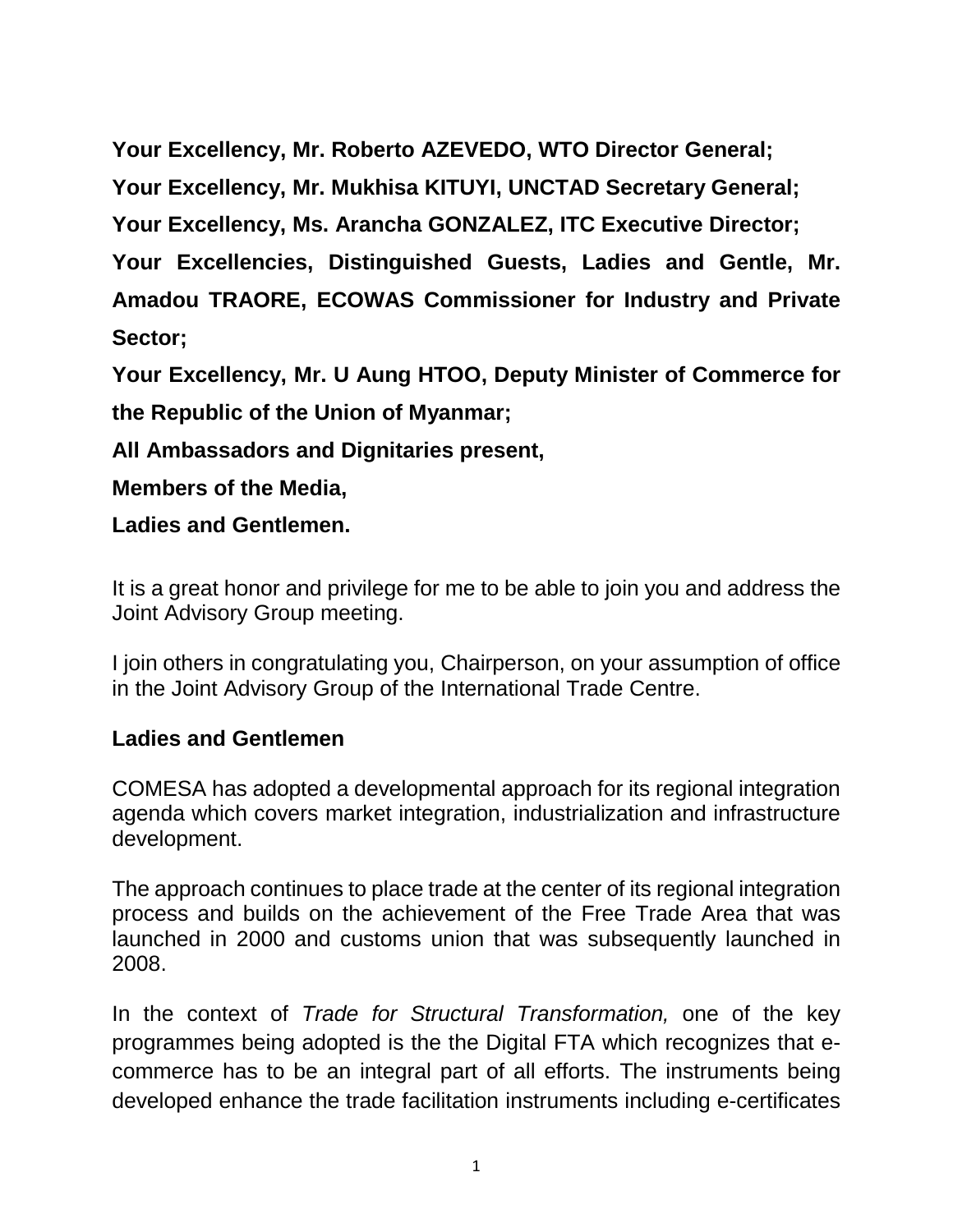**Your Excellency, Mr. Roberto AZEVEDO, WTO Director General;**

**Your Excellency, Mr. Mukhisa KITUYI, UNCTAD Secretary General;**

**Your Excellency, Ms. Arancha GONZALEZ, ITC Executive Director;**

**Your Excellencies, Distinguished Guests, Ladies and Gentle, Mr. Amadou TRAORE, ECOWAS Commissioner for Industry and Private Sector;**

**Your Excellency, Mr. U Aung HTOO, Deputy Minister of Commerce for the Republic of the Union of Myanmar;**

**All Ambassadors and Dignitaries present,**

**Members of the Media,**

**Ladies and Gentlemen.**

It is a great honor and privilege for me to be able to join you and address the Joint Advisory Group meeting.

I join others in congratulating you, Chairperson, on your assumption of office in the Joint Advisory Group of the International Trade Centre.

**Ladies and Gentlemen**

COMESA has adopted a developmental approach for its regional integration agenda which covers market integration, industrialization and infrastructure development.

The approach continues to place trade at the center of its regional integration process and builds on the achievement of the Free Trade Area that was launched in 2000 and customs union that was subsequently launched in 2008.

In the context of *Trade for Structural Transformation,* one of the key programmes being adopted is the the Digital FTA which recognizes that e-commerce has to be an integral part of all efforts. The instruments being developed enhance the trade facilitation instruments including e-certificates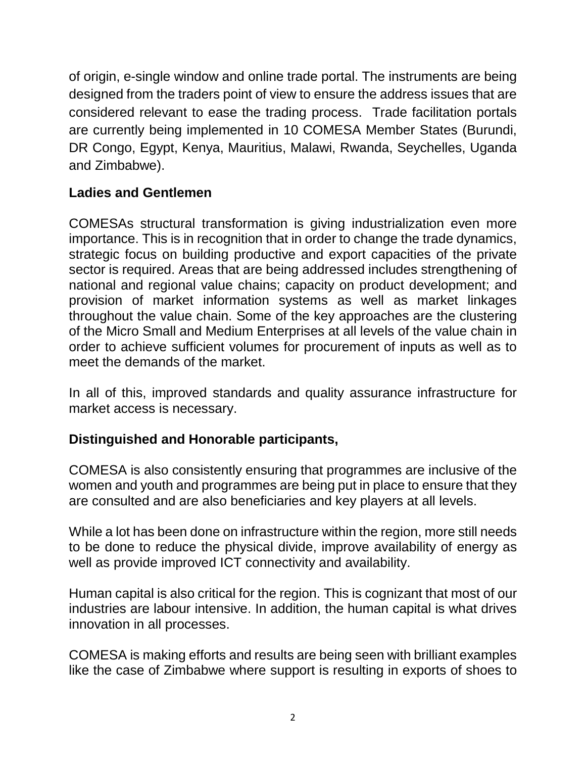of origin, e-single window and online trade portal. The instruments are being designed from the traders point of view to ensure the address issues that are considered relevant to ease the trading process. Trade facilitation portals are currently being implemented in 10 COMESA Member States (Burundi, DR Congo, Egypt, Kenya, Mauritius, Malawi, Rwanda, Seychelles, Uganda and Zimbabwe).

**Ladies and Gentlemen**

COMESAs structural transformation is giving industrialization even more importance. This is in recognition that in order to change the trade dynamics, strategic focus on building productive and export capacities of the private sector is required. Areas that are being addressed includes strengthening of national and regional value chains; capacity on product development; and provision of market information systems as well as market linkages throughout the value chain. Some of the key approaches are the clustering of the Micro Small and Medium Enterprises at all levels of the value chain in order to achieve sufficient volumes for procurement of inputs as well as to meet the demands of the market.

In all of this, improved standards and quality assurance infrastructure for market access is necessary.

**Distinguished and Honorable participants,**

COMESA is also consistently ensuring that programmes are inclusive of the women and youth and programmes are being put in place to ensure that they are consulted and are also beneficiaries and key players at all levels.

While a lot has been done on infrastructure within the region, more still needs to be done to reduce the physical divide, improve availability of energy as well as provide improved ICT connectivity and availability.

Human capital is also critical for the region. This is cognizant that most of our industries are labour intensive. In addition, the human capital is what drives innovation in all processes.

COMESA is making efforts and results are being seen with brilliant examples like the case of Zimbabwe where support is resulting in exports of shoes to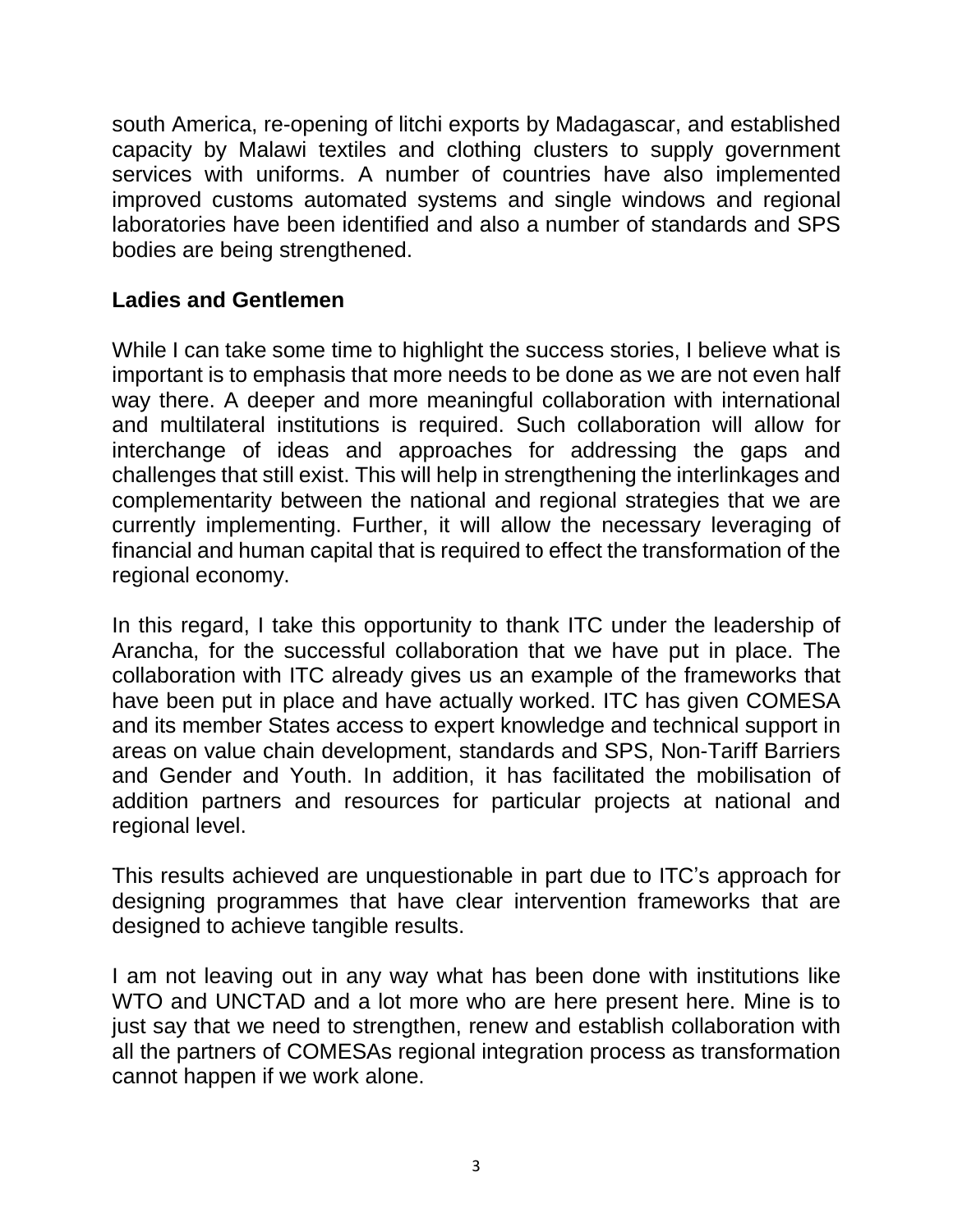south America, re-opening of litchi exports by Madagascar, and established capacity by Malawi textiles and clothing clusters to supply government services with uniforms. A number of countries have also implemented improved customs automated systems and single windows and regional laboratories have been identified and also a number of standards and SPS bodies are being strengthened.

**Ladies and Gentlemen**

While I can take some time to highlight the success stories, I believe what is important is to emphasis that more needs to be done as we are not even half way there. A deeper and more meaningful collaboration with international and multilateral institutions is required. Such collaboration will allow for interchange of ideas and approaches for addressing the gaps and challenges that still exist. This will help in strengthening the interlinkages and complementarity between the national and regional strategies that we are currently implementing. Further, it will allow the necessary leveraging of financial and human capital that is required to effect the transformation of the regional economy.

In this regard, I take this opportunity to thank ITC under the leadership of Arancha, for the successful collaboration that we have put in place. The collaboration with ITC already gives us an example of the frameworks that have been put in place and have actually worked. ITC has given COMESA and its member States access to expert knowledge and technical support in areas on value chain development, standards and SPS, Non-Tariff Barriers and Gender and Youth. In addition, it has facilitated the mobilisation of addition partners and resources for particular projects at national and regional level.

This results achieved are unquestionable in part due to ITC's approach for designing programmes that have clear intervention frameworks that are designed to achieve tangible results.

I am not leaving out in any way what has been done with institutions like WTO and UNCTAD and a lot more who are here present here. Mine is to just say that we need to strengthen, renew and establish collaboration with all the partners of COMESAs regional integration process as transformation cannot happen if we work alone.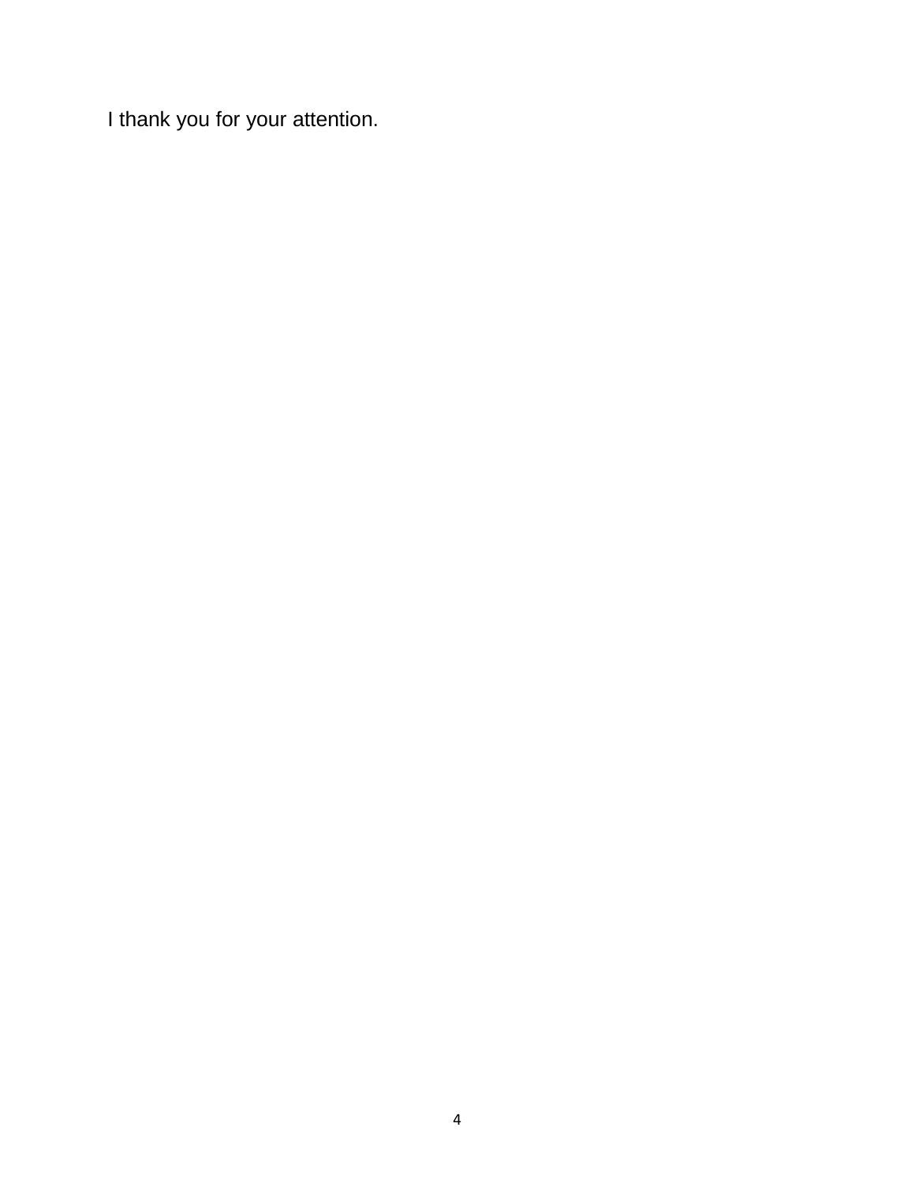I thank you for your attention.